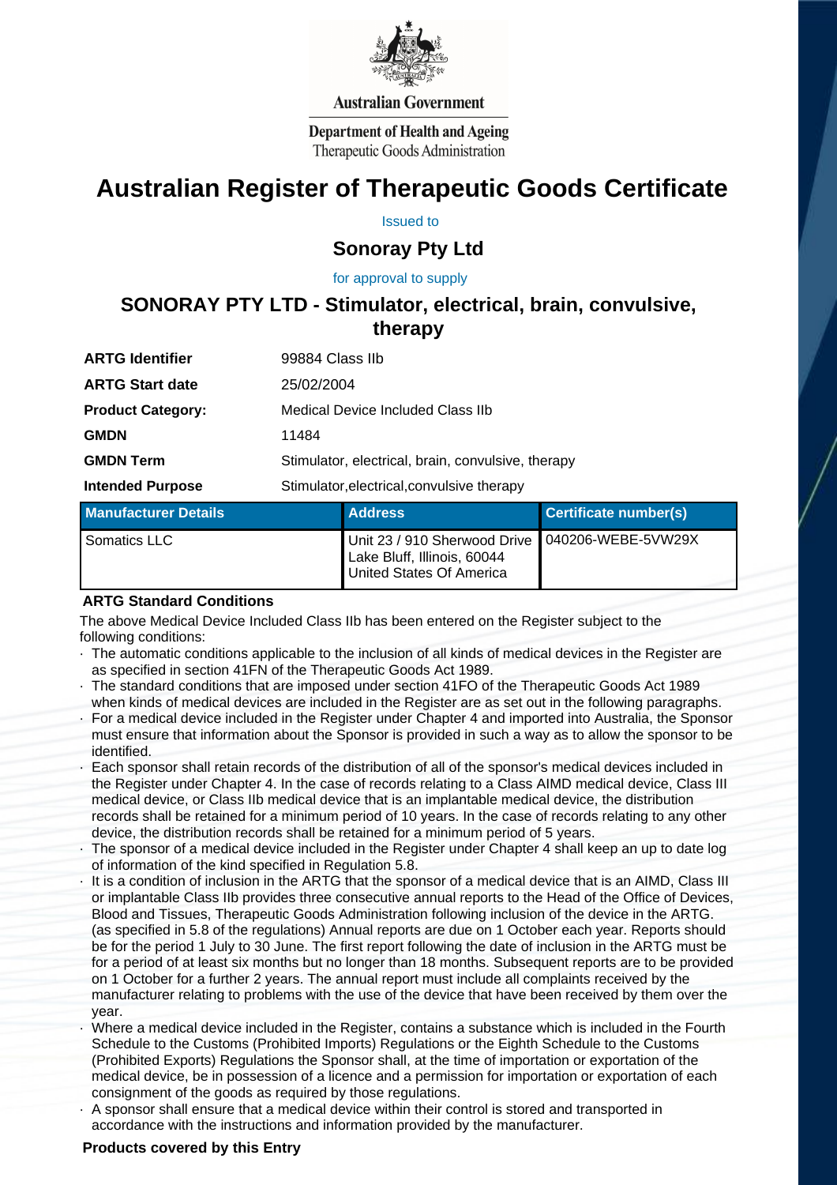Australian Government

Department of Health and Ageing
Therapeutic Goods Administration

# Australian Register of Therapeutic Goods Certificate

Issued to

## Sonoray Pty Ltd

for approval to supply

## SONORAY PTY LTD - Stimulator, electrical, brain, convulsive, therapy

| | |
|---|---|
| **ARTG Identifier** | 99884 Class IIb |
| **ARTG Start date** | 25/02/2004 |
| **Product Category:** | Medical Device Included Class IIb |
| **GMDN** | 11484 |
| **GMDN Term** | Stimulator, electrical, brain, convulsive, therapy |
| **Intended Purpose** | Stimulator,electrical,convulsive therapy |

| Manufacturer Details | Address | Certificate number(s) |
|---|---|---|
| Somatics LLC | Unit 23 / 910 Sherwood Drive Lake Bluff, Illinois, 60044 United States Of America | 040206-WEBE-5VW29X |

**ARTG Standard Conditions**

The above Medical Device Included Class IIb has been entered on the Register subject to the following conditions:

- The automatic conditions applicable to the inclusion of all kinds of medical devices in the Register are as specified in section 41FN of the Therapeutic Goods Act 1989.
- The standard conditions that are imposed under section 41FO of the Therapeutic Goods Act 1989 when kinds of medical devices are included in the Register are as set out in the following paragraphs.
- For a medical device included in the Register under Chapter 4 and imported into Australia, the Sponsor must ensure that information about the Sponsor is provided in such a way as to allow the sponsor to be identified.
- Each sponsor shall retain records of the distribution of all of the sponsor's medical devices included in the Register under Chapter 4. In the case of records relating to a Class AIMD medical device, Class III medical device, or Class IIb medical device that is an implantable medical device, the distribution records shall be retained for a minimum period of 10 years. In the case of records relating to any other device, the distribution records shall be retained for a minimum period of 5 years.
- The sponsor of a medical device included in the Register under Chapter 4 shall keep an up to date log of information of the kind specified in Regulation 5.8.
- It is a condition of inclusion in the ARTG that the sponsor of a medical device that is an AIMD, Class III or implantable Class IIb provides three consecutive annual reports to the Head of the Office of Devices, Blood and Tissues, Therapeutic Goods Administration following inclusion of the device in the ARTG. (as specified in 5.8 of the regulations) Annual reports are due on 1 October each year. Reports should be for the period 1 July to 30 June. The first report following the date of inclusion in the ARTG must be for a period of at least six months but no longer than 18 months. Subsequent reports are to be provided on 1 October for a further 2 years. The annual report must include all complaints received by the manufacturer relating to problems with the use of the device that have been received by them over the year.
- Where a medical device included in the Register, contains a substance which is included in the Fourth Schedule to the Customs (Prohibited Imports) Regulations or the Eighth Schedule to the Customs (Prohibited Exports) Regulations the Sponsor shall, at the time of importation or exportation of the medical device, be in possession of a licence and a permission for importation or exportation of each consignment of the goods as required by those regulations.
- A sponsor shall ensure that a medical device within their control is stored and transported in accordance with the instructions and information provided by the manufacturer.

**Products covered by this Entry**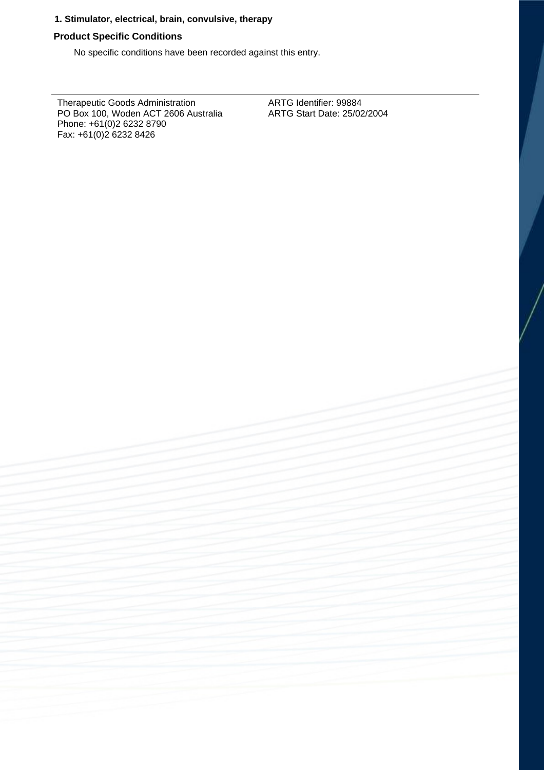**1. Stimulator, electrical, brain, convulsive, therapy**

**Product Specific Conditions**

No specific conditions have been recorded against this entry.

---

Therapeutic Goods Administration
PO Box 100, Woden ACT 2606 Australia
Phone: +61(0)2 6232 8790
Fax: +61(0)2 6232 8426

ARTG Identifier: 99884
ARTG Start Date: 25/02/2004